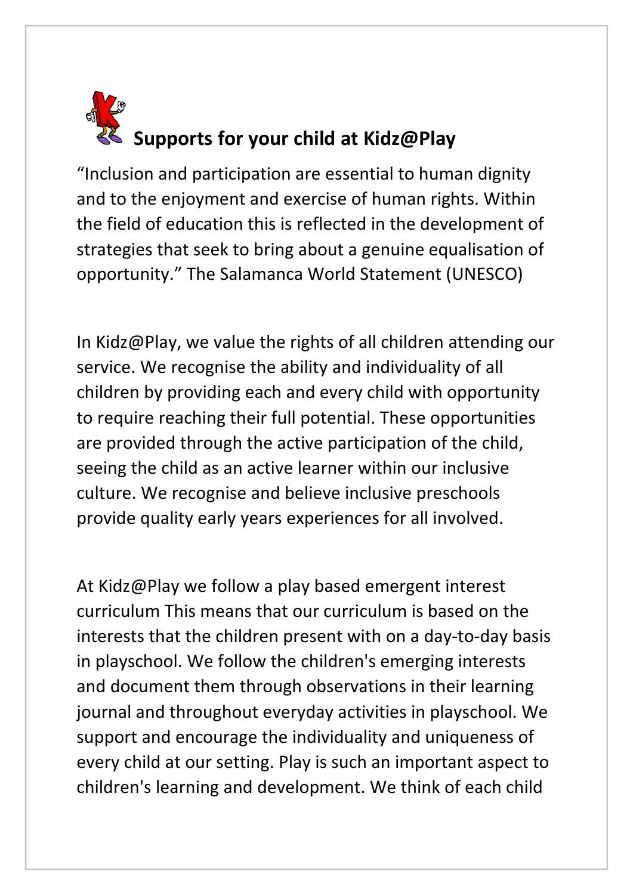## Supports for your child at Kidz@Play

"Inclusion and participation are essential to human dignity and to the enjoyment and exercise of human rights. Within the field of education this is reflected in the development of strategies that seek to bring about a genuine equalisation of opportunity." The Salamanca World Statement (UNESCO)

In Kidz@Play, we value the rights of all children attending our service. We recognise the ability and individuality of all children by providing each and every child with opportunity to require reaching their full potential. These opportunities are provided through the active participation of the child, seeing the child as an active learner within our inclusive culture. We recognise and believe inclusive preschools provide quality early years experiences for all involved.

At Kidz@Play we follow a play based emergent interest curriculum This means that our curriculum is based on the interests that the children present with on a day-to-day basis in playschool. We follow the children's emerging interests and document them through observations in their learning journal and throughout everyday activities in playschool. We support and encourage the individuality and uniqueness of every child at our setting. Play is such an important aspect to children's learning and development. We think of each child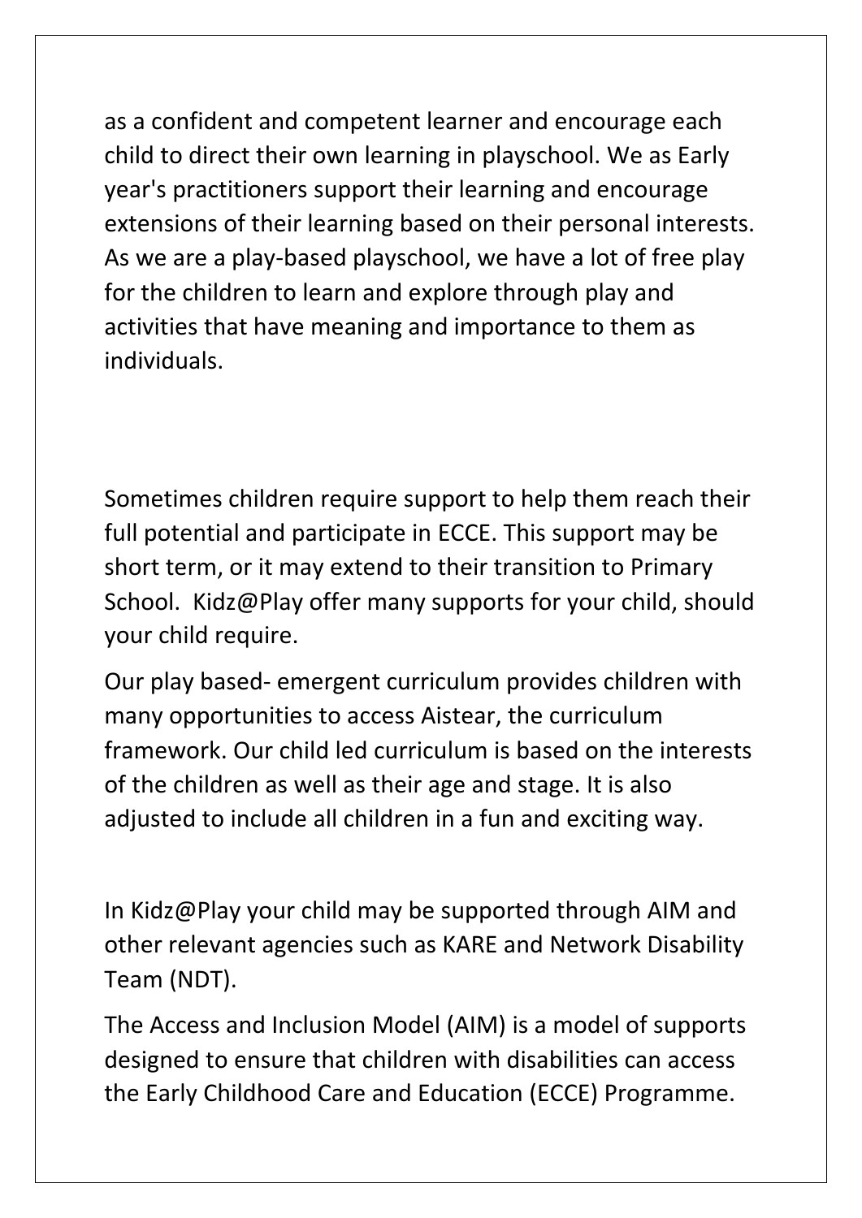as a confident and competent learner and encourage each child to direct their own learning in playschool. We as Early year's practitioners support their learning and encourage extensions of their learning based on their personal interests. As we are a play-based playschool, we have a lot of free play for the children to learn and explore through play and activities that have meaning and importance to them as individuals.

Sometimes children require support to help them reach their full potential and participate in ECCE. This support may be short term, or it may extend to their transition to Primary School. Kidz@Play offer many supports for your child, should your child require.

Our play based- emergent curriculum provides children with many opportunities to access Aistear, the curriculum framework. Our child led curriculum is based on the interests of the children as well as their age and stage. It is also adjusted to include all children in a fun and exciting way.

In Kidz@Play your child may be supported through AIM and other relevant agencies such as KARE and Network Disability Team (NDT).

The Access and Inclusion Model (AIM) is a model of supports designed to ensure that children with disabilities can access the Early Childhood Care and Education (ECCE) Programme.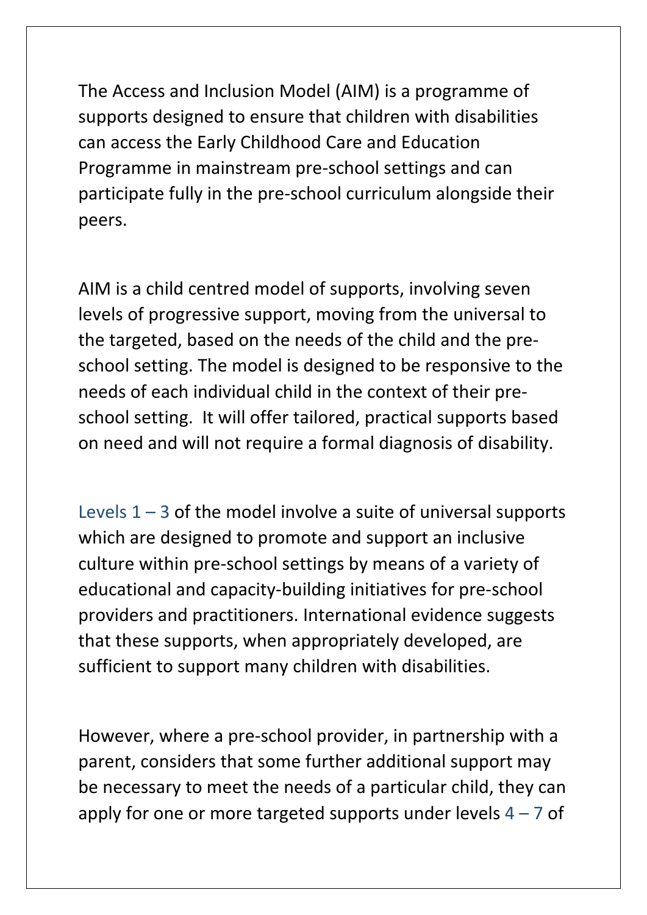The Access and Inclusion Model (AIM) is a programme of supports designed to ensure that children with disabilities can access the Early Childhood Care and Education Programme in mainstream pre-school settings and can participate fully in the pre-school curriculum alongside their peers.

AIM is a child centred model of supports, involving seven levels of progressive support, moving from the universal to the targeted, based on the needs of the child and the pre-school setting. The model is designed to be responsive to the needs of each individual child in the context of their pre-school setting. It will offer tailored, practical supports based on need and will not require a formal diagnosis of disability.

Levels 1 – 3 of the model involve a suite of universal supports which are designed to promote and support an inclusive culture within pre-school settings by means of a variety of educational and capacity-building initiatives for pre-school providers and practitioners. International evidence suggests that these supports, when appropriately developed, are sufficient to support many children with disabilities.

However, where a pre-school provider, in partnership with a parent, considers that some further additional support may be necessary to meet the needs of a particular child, they can apply for one or more targeted supports under levels 4 – 7 of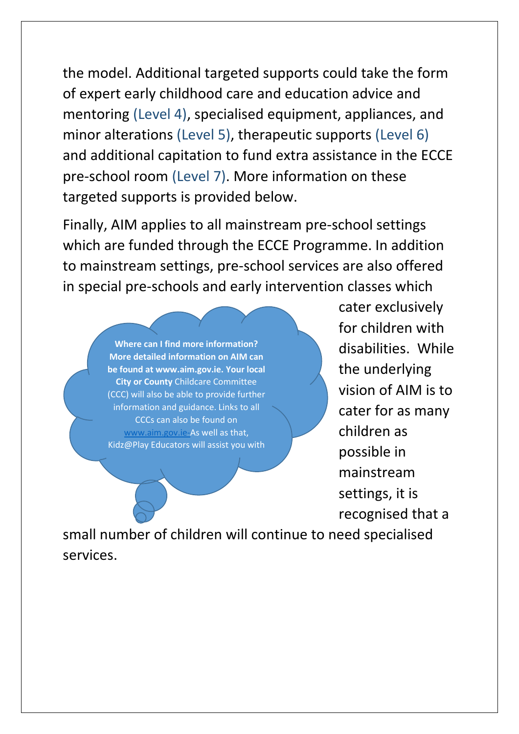the model. Additional targeted supports could take the form of expert early childhood care and education advice and mentoring (Level 4), specialised equipment, appliances, and minor alterations (Level 5), therapeutic supports (Level 6) and additional capitation to fund extra assistance in the ECCE pre-school room (Level 7). More information on these targeted supports is provided below.

Finally, AIM applies to all mainstream pre-school settings which are funded through the ECCE Programme. In addition to mainstream settings, pre-school services are also offered in special pre-schools and early intervention classes which cater exclusively for children with disabilities. While the underlying vision of AIM is to cater for as many children as possible in mainstream settings, it is recognised that a small number of children will continue to need specialised services.

**Where can I find more information? More detailed information on AIM can be found at www.aim.gov.ie. Your local City or County** Childcare Committee (CCC) will also be able to provide further information and guidance. Links to all CCCs can also be found on www.aim.gov.ie- As well as that, Kidz@Play Educators will assist you with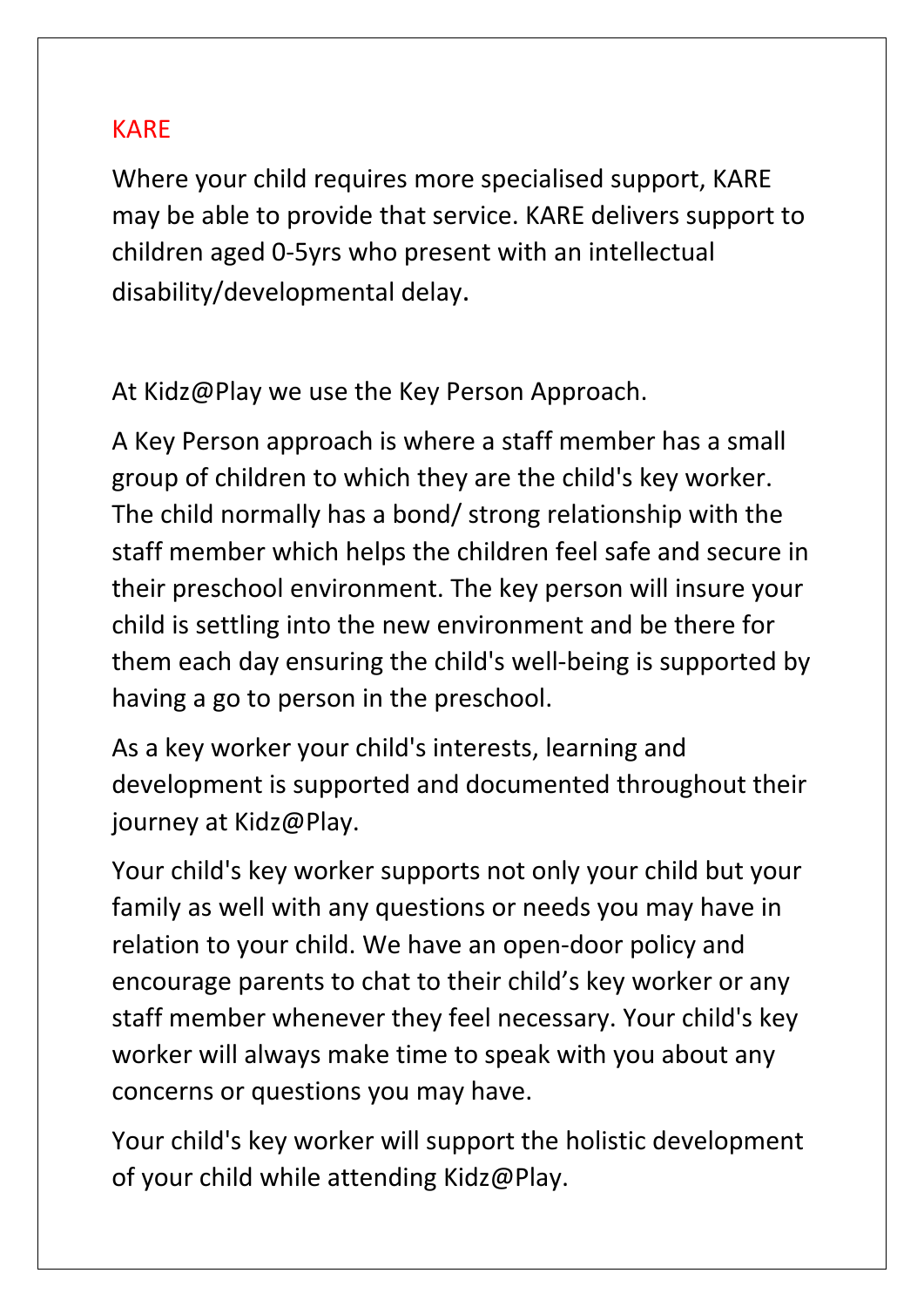## KARE

Where your child requires more specialised support, KARE may be able to provide that service. KARE delivers support to children aged 0-5yrs who present with an intellectual disability/developmental delay.

At Kidz@Play we use the Key Person Approach.

A Key Person approach is where a staff member has a small group of children to which they are the child's key worker. The child normally has a bond/ strong relationship with the staff member which helps the children feel safe and secure in their preschool environment. The key person will insure your child is settling into the new environment and be there for them each day ensuring the child's well-being is supported by having a go to person in the preschool.

As a key worker your child's interests, learning and development is supported and documented throughout their journey at Kidz@Play.

Your child's key worker supports not only your child but your family as well with any questions or needs you may have in relation to your child. We have an open-door policy and encourage parents to chat to their child's key worker or any staff member whenever they feel necessary. Your child's key worker will always make time to speak with you about any concerns or questions you may have.

Your child's key worker will support the holistic development of your child while attending Kidz@Play.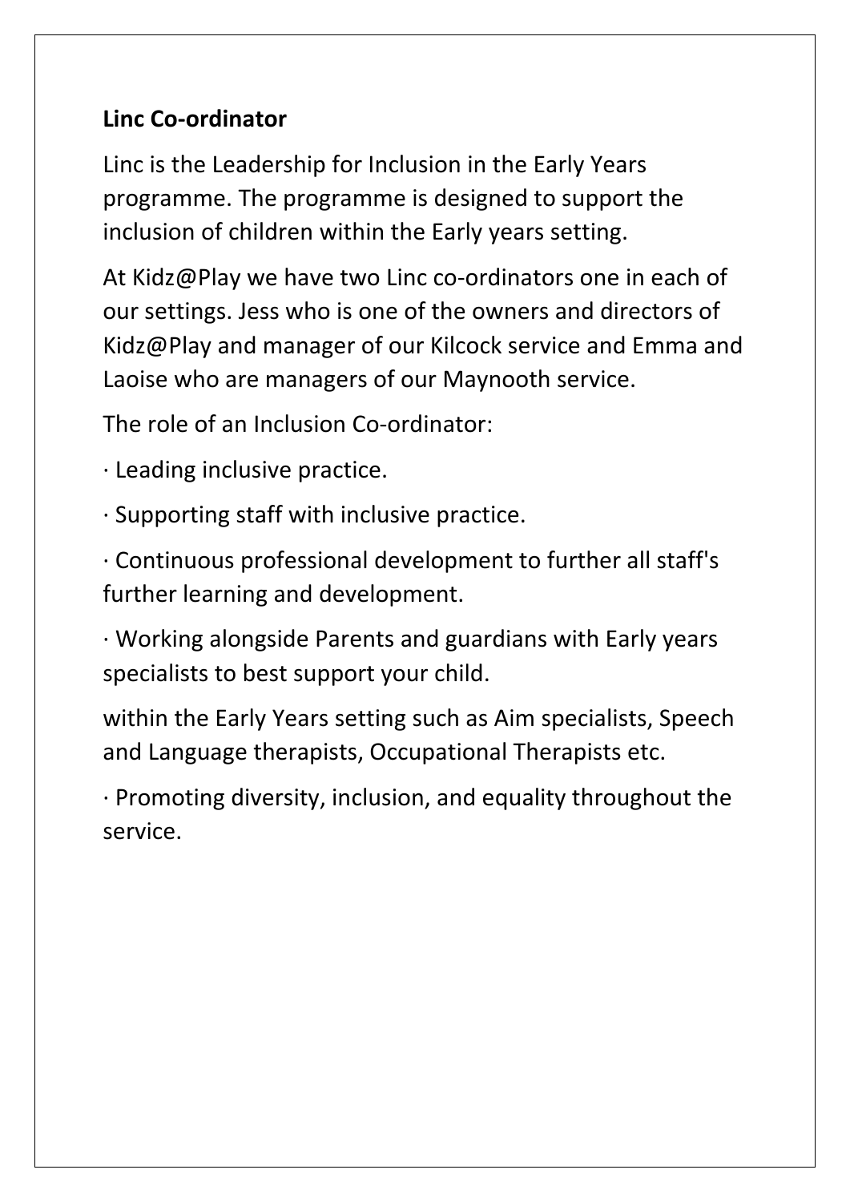**Linc Co-ordinator**

Linc is the Leadership for Inclusion in the Early Years programme. The programme is designed to support the inclusion of children within the Early years setting.

At Kidz@Play we have two Linc co-ordinators one in each of our settings. Jess who is one of the owners and directors of Kidz@Play and manager of our Kilcock service and Emma and Laoise who are managers of our Maynooth service.

The role of an Inclusion Co-ordinator:

· Leading inclusive practice.

· Supporting staff with inclusive practice.

· Continuous professional development to further all staff's further learning and development.

· Working alongside Parents and guardians with Early years specialists to best support your child.

within the Early Years setting such as Aim specialists, Speech and Language therapists, Occupational Therapists etc.

· Promoting diversity, inclusion, and equality throughout the service.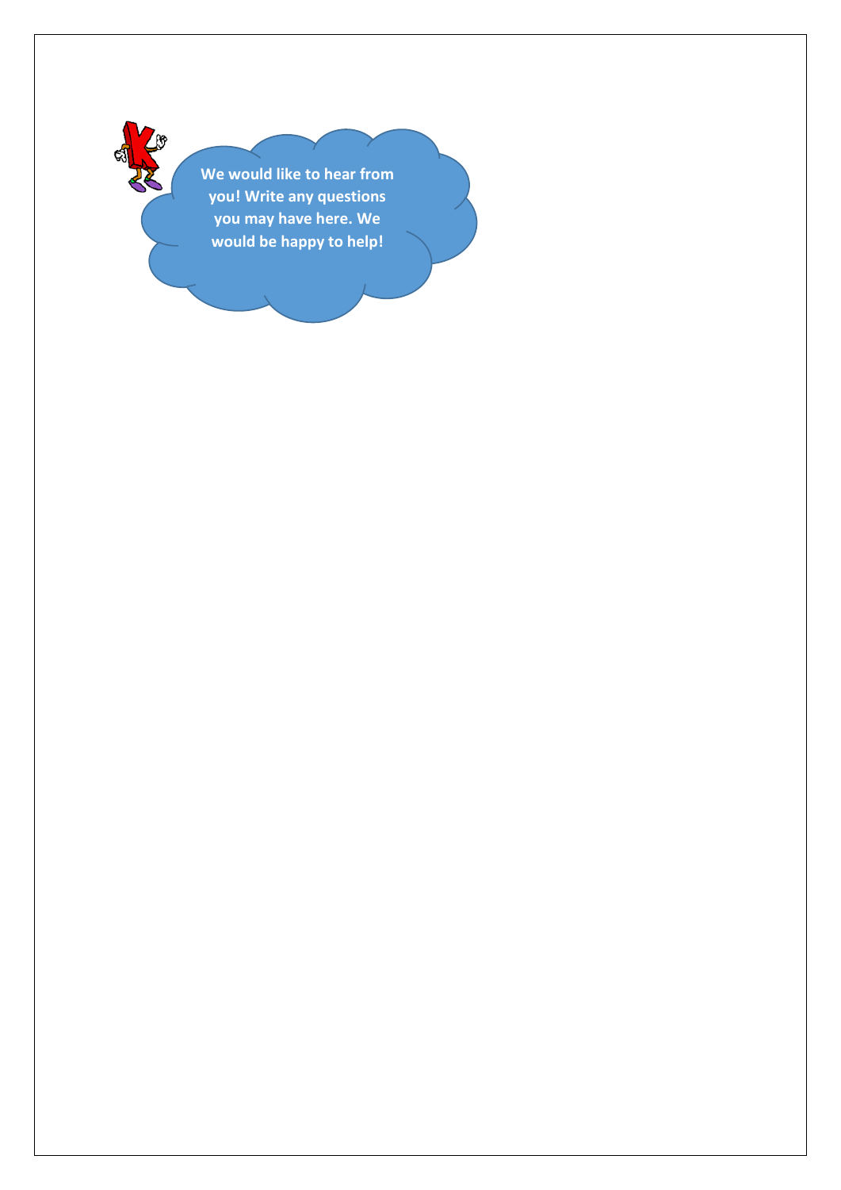We would like to hear from you! Write any questions you may have here. We would be happy to help!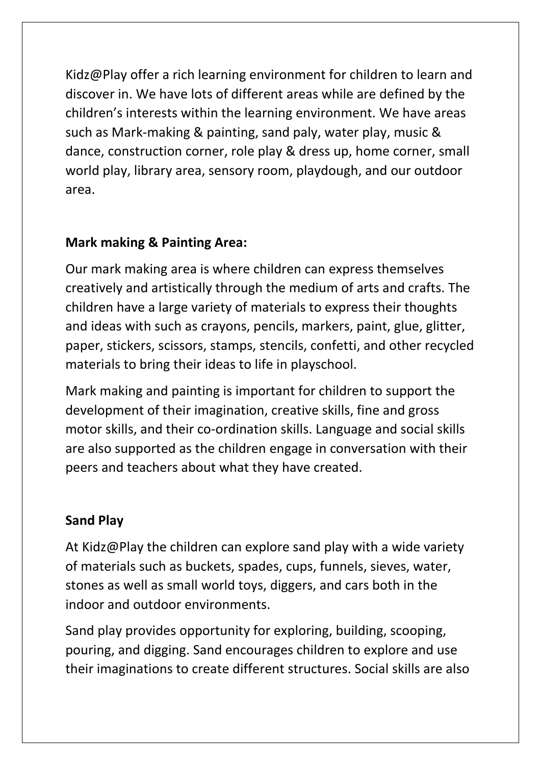Kidz@Play offer a rich learning environment for children to learn and discover in. We have lots of different areas while are defined by the children's interests within the learning environment. We have areas such as Mark-making & painting, sand paly, water play, music & dance, construction corner, role play & dress up, home corner, small world play, library area, sensory room, playdough, and our outdoor area.

**Mark making & Painting Area:**

Our mark making area is where children can express themselves creatively and artistically through the medium of arts and crafts. The children have a large variety of materials to express their thoughts and ideas with such as crayons, pencils, markers, paint, glue, glitter, paper, stickers, scissors, stamps, stencils, confetti, and other recycled materials to bring their ideas to life in playschool.

Mark making and painting is important for children to support the development of their imagination, creative skills, fine and gross motor skills, and their co-ordination skills. Language and social skills are also supported as the children engage in conversation with their peers and teachers about what they have created.

**Sand Play**

At Kidz@Play the children can explore sand play with a wide variety of materials such as buckets, spades, cups, funnels, sieves, water, stones as well as small world toys, diggers, and cars both in the indoor and outdoor environments.

Sand play provides opportunity for exploring, building, scooping, pouring, and digging. Sand encourages children to explore and use their imaginations to create different structures. Social skills are also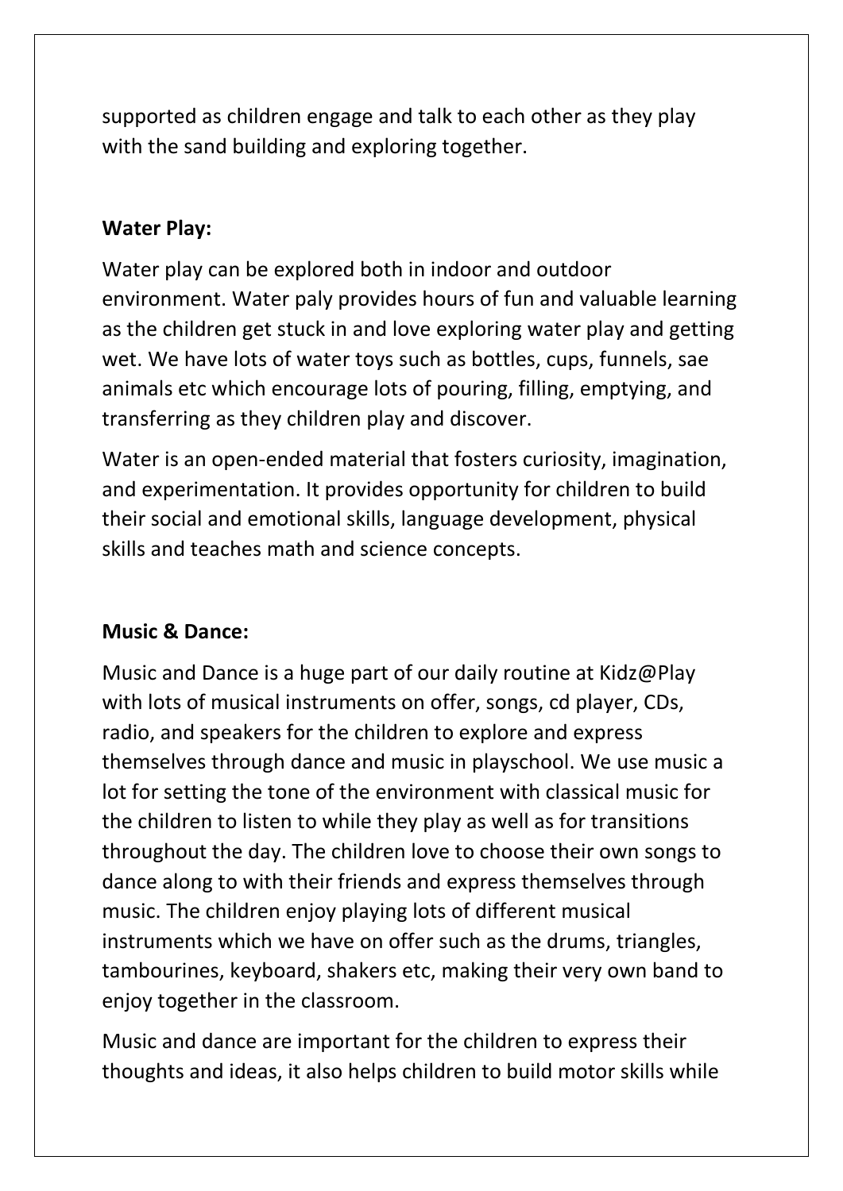supported as children engage and talk to each other as they play with the sand building and exploring together.

**Water Play:**

Water play can be explored both in indoor and outdoor environment. Water paly provides hours of fun and valuable learning as the children get stuck in and love exploring water play and getting wet. We have lots of water toys such as bottles, cups, funnels, sae animals etc which encourage lots of pouring, filling, emptying, and transferring as they children play and discover.

Water is an open-ended material that fosters curiosity, imagination, and experimentation. It provides opportunity for children to build their social and emotional skills, language development, physical skills and teaches math and science concepts.

**Music & Dance:**

Music and Dance is a huge part of our daily routine at Kidz@Play with lots of musical instruments on offer, songs, cd player, CDs, radio, and speakers for the children to explore and express themselves through dance and music in playschool. We use music a lot for setting the tone of the environment with classical music for the children to listen to while they play as well as for transitions throughout the day. The children love to choose their own songs to dance along to with their friends and express themselves through music. The children enjoy playing lots of different musical instruments which we have on offer such as the drums, triangles, tambourines, keyboard, shakers etc, making their very own band to enjoy together in the classroom.

Music and dance are important for the children to express their thoughts and ideas, it also helps children to build motor skills while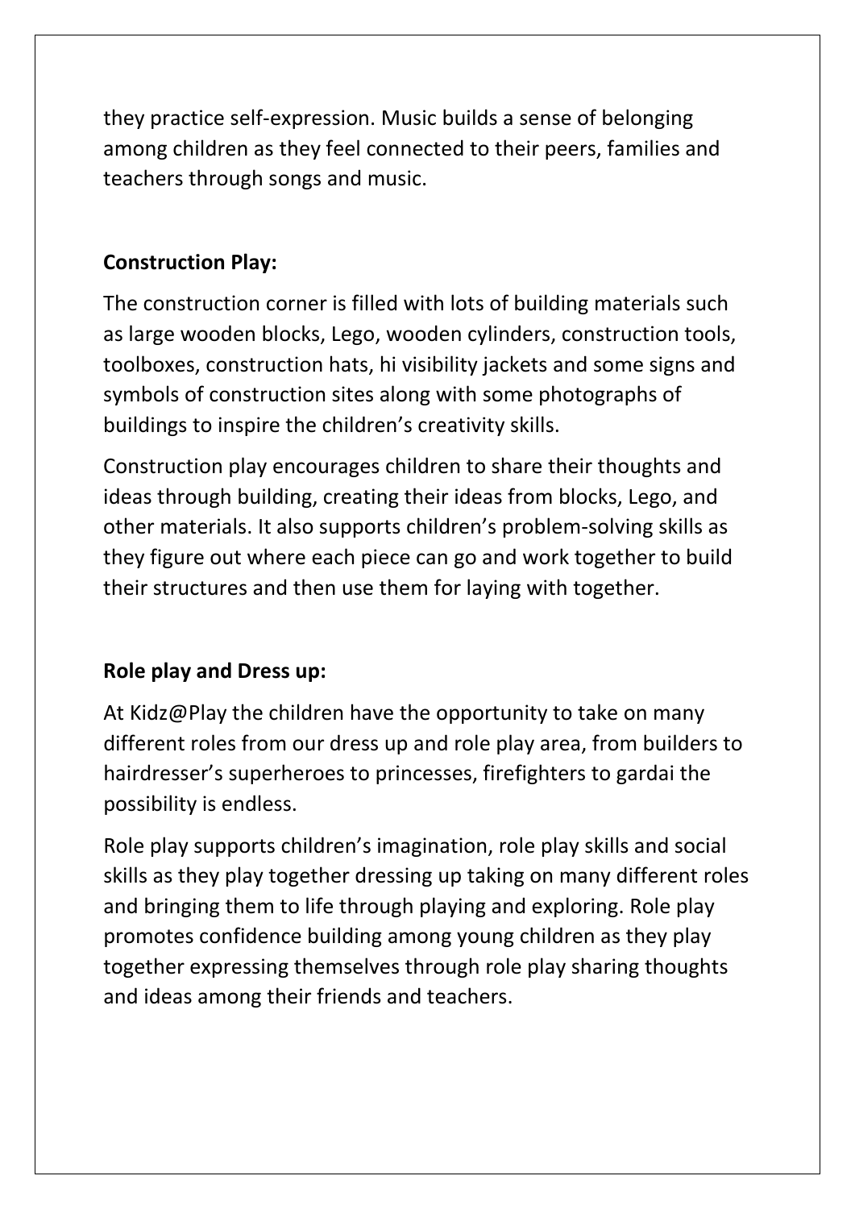they practice self-expression. Music builds a sense of belonging among children as they feel connected to their peers, families and teachers through songs and music.

**Construction Play:**

The construction corner is filled with lots of building materials such as large wooden blocks, Lego, wooden cylinders, construction tools, toolboxes, construction hats, hi visibility jackets and some signs and symbols of construction sites along with some photographs of buildings to inspire the children's creativity skills.

Construction play encourages children to share their thoughts and ideas through building, creating their ideas from blocks, Lego, and other materials. It also supports children's problem-solving skills as they figure out where each piece can go and work together to build their structures and then use them for laying with together.

**Role play and Dress up:**

At Kidz@Play the children have the opportunity to take on many different roles from our dress up and role play area, from builders to hairdresser's superheroes to princesses, firefighters to gardai the possibility is endless.

Role play supports children's imagination, role play skills and social skills as they play together dressing up taking on many different roles and bringing them to life through playing and exploring. Role play promotes confidence building among young children as they play together expressing themselves through role play sharing thoughts and ideas among their friends and teachers.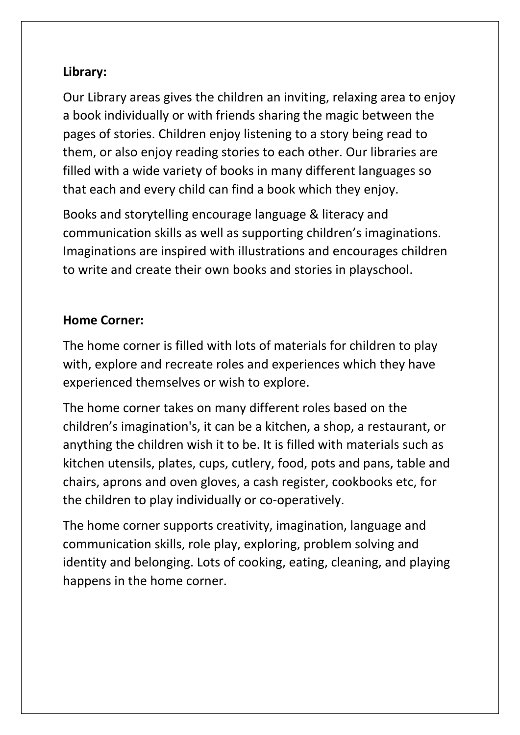**Library:**

Our Library areas gives the children an inviting, relaxing area to enjoy a book individually or with friends sharing the magic between the pages of stories. Children enjoy listening to a story being read to them, or also enjoy reading stories to each other. Our libraries are filled with a wide variety of books in many different languages so that each and every child can find a book which they enjoy.

Books and storytelling encourage language & literacy and communication skills as well as supporting children's imaginations. Imaginations are inspired with illustrations and encourages children to write and create their own books and stories in playschool.

**Home Corner:**

The home corner is filled with lots of materials for children to play with, explore and recreate roles and experiences which they have experienced themselves or wish to explore.

The home corner takes on many different roles based on the children's imagination's, it can be a kitchen, a shop, a restaurant, or anything the children wish it to be. It is filled with materials such as kitchen utensils, plates, cups, cutlery, food, pots and pans, table and chairs, aprons and oven gloves, a cash register, cookbooks etc, for the children to play individually or co-operatively.

The home corner supports creativity, imagination, language and communication skills, role play, exploring, problem solving and identity and belonging. Lots of cooking, eating, cleaning, and playing happens in the home corner.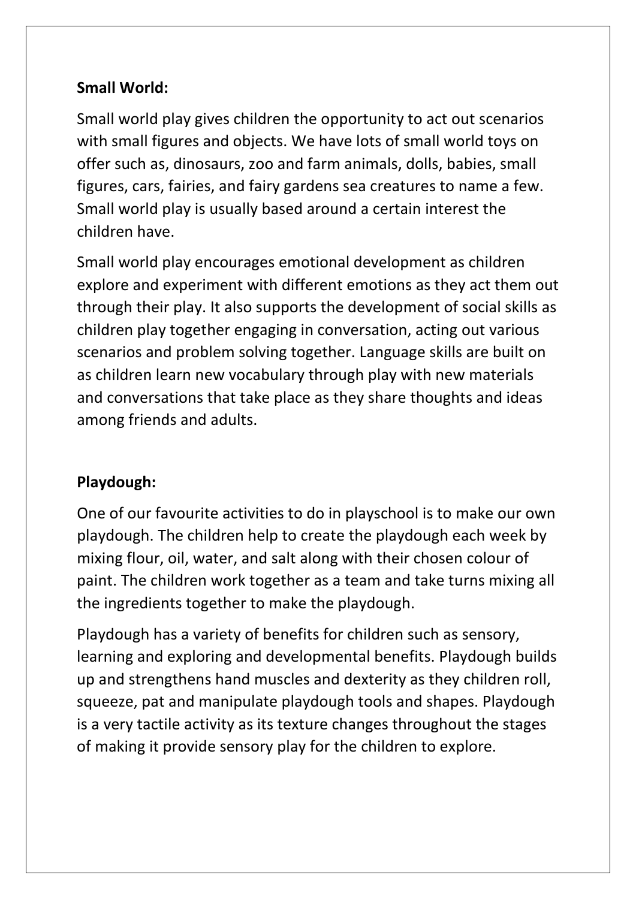**Small World:**

Small world play gives children the opportunity to act out scenarios with small figures and objects. We have lots of small world toys on offer such as, dinosaurs, zoo and farm animals, dolls, babies, small figures, cars, fairies, and fairy gardens sea creatures to name a few. Small world play is usually based around a certain interest the children have.

Small world play encourages emotional development as children explore and experiment with different emotions as they act them out through their play. It also supports the development of social skills as children play together engaging in conversation, acting out various scenarios and problem solving together. Language skills are built on as children learn new vocabulary through play with new materials and conversations that take place as they share thoughts and ideas among friends and adults.

**Playdough:**

One of our favourite activities to do in playschool is to make our own playdough. The children help to create the playdough each week by mixing flour, oil, water, and salt along with their chosen colour of paint. The children work together as a team and take turns mixing all the ingredients together to make the playdough.

Playdough has a variety of benefits for children such as sensory, learning and exploring and developmental benefits. Playdough builds up and strengthens hand muscles and dexterity as they children roll, squeeze, pat and manipulate playdough tools and shapes. Playdough is a very tactile activity as its texture changes throughout the stages of making it provide sensory play for the children to explore.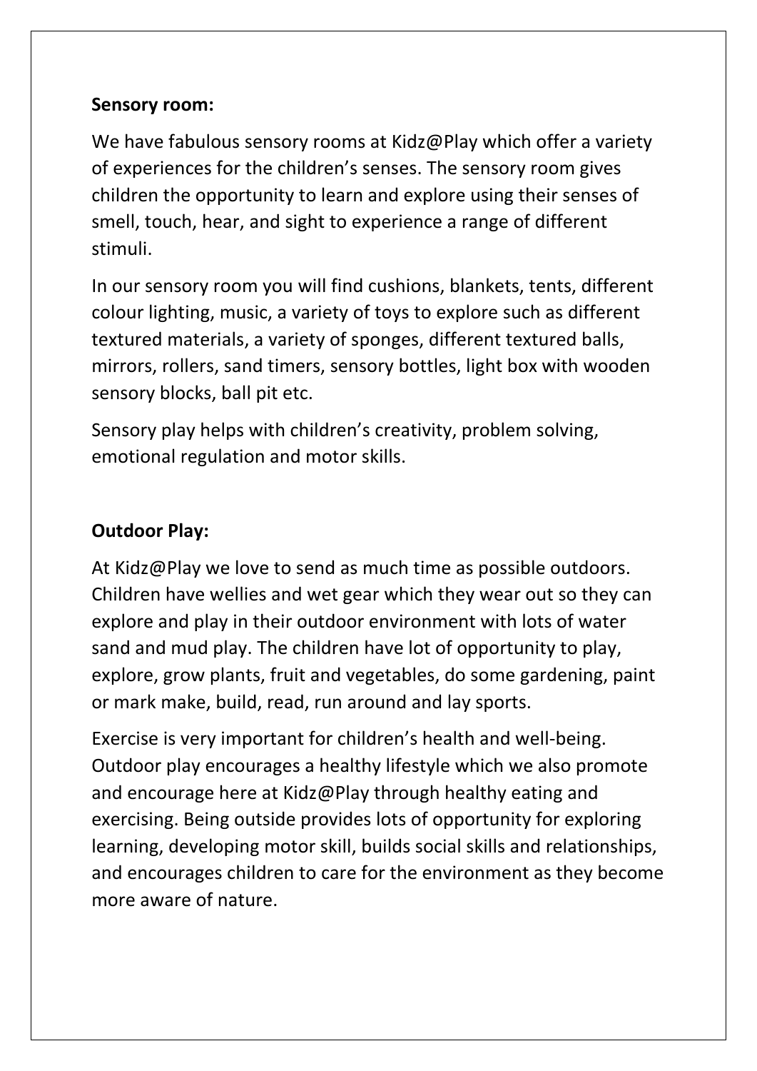**Sensory room:**

We have fabulous sensory rooms at Kidz@Play which offer a variety of experiences for the children's senses. The sensory room gives children the opportunity to learn and explore using their senses of smell, touch, hear, and sight to experience a range of different stimuli.

In our sensory room you will find cushions, blankets, tents, different colour lighting, music, a variety of toys to explore such as different textured materials, a variety of sponges, different textured balls, mirrors, rollers, sand timers, sensory bottles, light box with wooden sensory blocks, ball pit etc.

Sensory play helps with children's creativity, problem solving, emotional regulation and motor skills.

**Outdoor Play:**

At Kidz@Play we love to send as much time as possible outdoors. Children have wellies and wet gear which they wear out so they can explore and play in their outdoor environment with lots of water sand and mud play. The children have lot of opportunity to play, explore, grow plants, fruit and vegetables, do some gardening, paint or mark make, build, read, run around and lay sports.

Exercise is very important for children's health and well-being. Outdoor play encourages a healthy lifestyle which we also promote and encourage here at Kidz@Play through healthy eating and exercising. Being outside provides lots of opportunity for exploring learning, developing motor skill, builds social skills and relationships, and encourages children to care for the environment as they become more aware of nature.